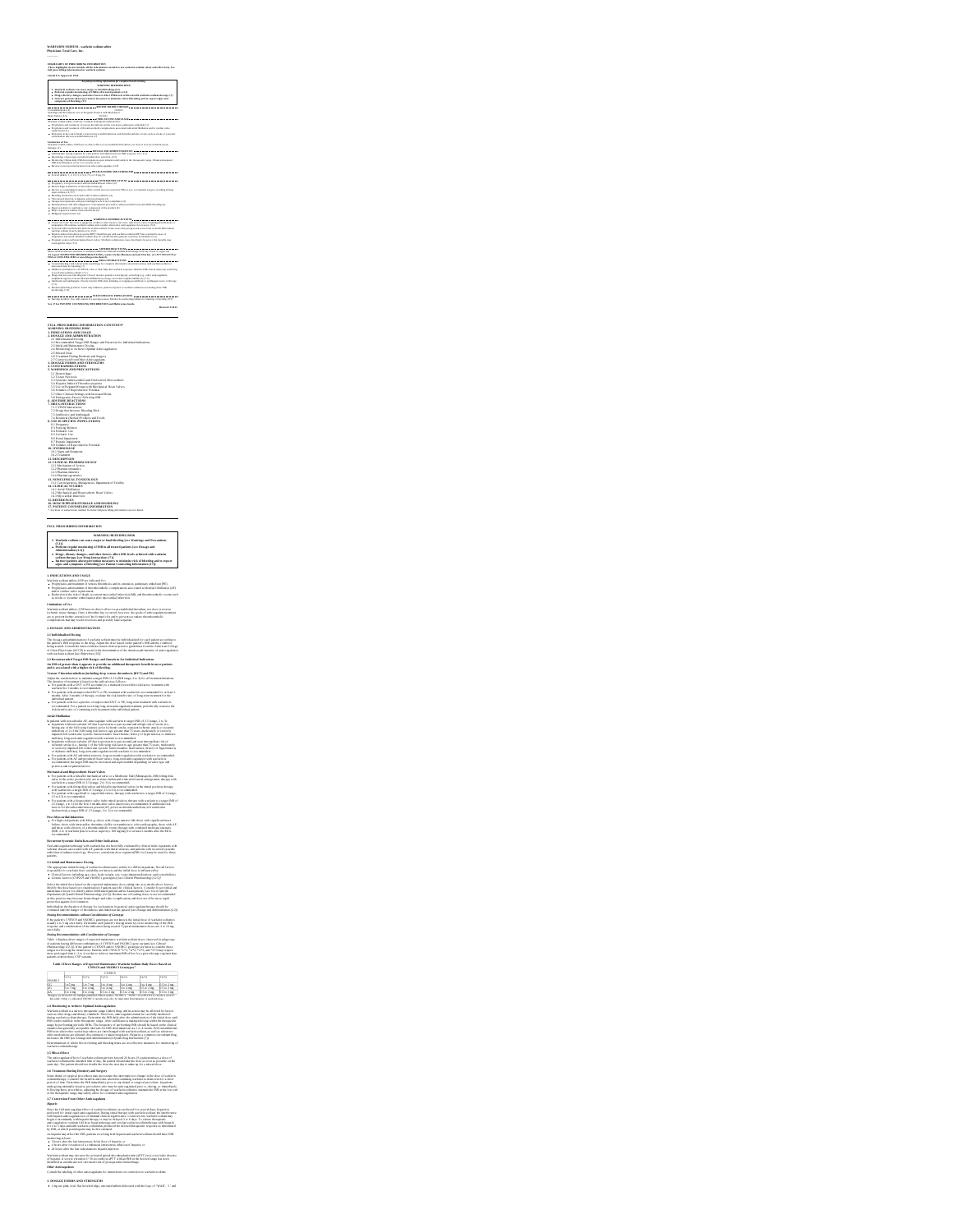**WARFARIN SODIUM - warfarin sodium tablet**
**Physicians Total Care, Inc.**

----------

**HIGHLIGHTS OF PRESCRIBING INFORMATION**
These highlights do not include all the information needed to use warfarin sodium safely and effectively. See full prescribing information for warfarin sodium.

**Initial U.S. Approval: 1954**

**WARNING: BLEEDING RISK**
*See full prescribing information for complete boxed warning.*

- Warfarin sodium can cause major or fatal bleeding. (5.1)
- Perform regular monitoring of INR in all treated patients. (2.1)
- Drugs, dietary changes, and other factors affect INR levels achieved with warfarin sodium therapy. (7)
- Instruct patients about prevention measures to minimize risk of bleeding and to report symptoms of bleeding. (17)

**RECENT MAJOR CHANGES**

**INDICATIONS AND USAGE**

Warfarin sodium is a vitamin K antagonist indicated for:

- Prophylaxis and treatment of venous thrombosis and its extension, pulmonary embolism (1)
- Prophylaxis and treatment of thromboembolic complications associated with atrial fibrillation and/or cardiac valve replacement (1)
- Reduction in the risk of death, recurrent myocardial infarction, and thromboembolic events such as stroke or systemic embolization after myocardial infarction (1)

**Limitations of Use**

Warfarin sodium has no direct effect on an established thrombus, nor does it reverse ischemic tissue damage. (1)

**DOSAGE AND ADMINISTRATION**

- Individualize dosing regimen for each patient, and adjust based on INR response. (2.1, 2.2)
- Knowledge of genotype can inform initial dose selection. (2.3)
- Monitoring: Obtain daily INR determinations upon initiation until stable in the therapeutic range. Obtain subsequent INR determinations every 1 to 4 weeks. (2.4)
- Review conversion instructions from other anticoagulants. (2.8)

**DOSAGE FORMS AND STRENGTHS**

**CONTRAINDICATIONS**

- Pregnancy, except in women with mechanical heart valves (4, 8.1)
- Hemorrhagic tendencies or blood dyscrasias (4)
- Recent or contemplated surgery of the central nervous system (CNS) or eye, or traumatic surgery resulting in large open surfaces (4)
- Bleeding tendencies associated with certain conditions (4)
- Threatened abortion, eclampsia, and preeclampsia (4)
- Unsupervised patients with potential high levels of non-compliance (4)
- Spinal puncture and other diagnostic or therapeutic procedures with potential for uncontrollable bleeding (4)
- Hypersensitivity to warfarin or any component of the product (4)
- Major regional or lumbar block anesthesia (4)
- Malignant hypertension (4)

**WARNINGS AND PRECAUTIONS**

- Tissue necrosis: Necrosis or gangrene of skin or other tissues can occur, with severe cases requiring debridement or amputation. Discontinue warfarin sodium and consider alternative anticoagulants if necessary. (5.2)
- Systemic atheroemboli and cholesterol microemboli: Some cases have progressed to necrosis or death. Discontinue warfarin sodium therapy if such emboli occur. (5.3)
- Heparin-induced thrombocytopenia (HIT): Initial therapy with warfarin sodium in HIT has resulted in cases of amputation and death. Warfarin sodium may be considered after platelet count has normalized. (5.4)
- Pregnant women with mechanical heart valves: Warfarin sodium may cause fetal harm; however, the benefits may outweigh the risks. (5.5)

**ADVERSE REACTIONS**

Most common adverse reactions to warfarin sodium are fatal and nonfatal hemorrhage from any tissue or organ. (6)

**To report SUSPECTED ADVERSE REACTIONS, contact FDA at 1-800-FDA-1088 or www.fda.gov/medwatch**

**DRUG INTERACTIONS**

- Concomitant use of drugs that increase bleeding risk, antibiotics, antifungals, botanical (herbal) products, and inhibitors and inducers of CYP450 isozymes 2C9, 1A2, or 3A4 may affect INR. (7)
- Consult labeling of all concurrently used drugs to obtain further information about interactions with warfarin or adverse reactions pertaining to bleeding. (7.1)

**USE IN SPECIFIC POPULATIONS**

- Nursing mothers: Monitor breast-feeding infants for bruising or bleeding. (8.3)
- Geriatric patients: Consider lower initial and maintenance doses. (8.5)

**See 17 for PATIENT COUNSELING INFORMATION and Medication Guide.**

----------

**FULL PRESCRIBING INFORMATION: CONTENTS***

**WARNING: BLEEDING RISK**
**1 INDICATIONS AND USAGE**
**2 DOSAGE AND ADMINISTRATION**
2.1 Individualized Dosing
2.2 Recommended Target INR Ranges and Durations for Individual Indications
2.3 Initial and Maintenance Dosing
2.4 Monitoring to Achieve Optimal Anticoagulation
2.5 Missed Dose
2.6 Treatment During Dentistry and Surgery
2.7 Conversion From Other Anticoagulants
**3 DOSAGE FORMS AND STRENGTHS**
**4 CONTRAINDICATIONS**
**5 WARNINGS AND PRECAUTIONS**
5.1 Hemorrhage
5.2 Tissue Necrosis
5.3 Systemic Atheroemboli and Cholesterol Microemboli
5.4 Heparin-Induced Thrombocytopenia
5.5 Use in Pregnant Women with Mechanical Heart Valves
5.6 Pregnant Women
5.7 Other Clinical Settings with Increased Risks
5.8 Endogenous Factors Affecting INR
**6 ADVERSE REACTIONS**
**7 DRUG INTERACTIONS**
7.1 CYP450 Interactions
7.2 Drugs that Increase Bleeding Risk
7.3 Antibiotics and Antifungals
7.4 Botanical (Herbal) Products and Foods
**8 USE IN SPECIFIC POPULATIONS**
8.1 Pregnancy
8.3 Nursing Mothers
8.4 Pediatric Use
8.5 Geriatric Use
8.6 Renal Impairment
8.7 Hepatic Impairment
8.8 Females of Reproductive Potential
**10 OVERDOSAGE**
10.1 Signs and Symptoms
10.2 Treatment
**11 DESCRIPTION**
**12 CLINICAL PHARMACOLOGY**
12.1 Mechanism of Action
12.2 Pharmacodynamics
12.3 Pharmacokinetics
12.5 Pharmacogenomics
**13 NONCLINICAL TOXICOLOGY**
13.1 Carcinogenesis, Mutagenesis, Impairment of Fertility
**14 CLINICAL STUDIES**
14.1 Atrial Fibrillation
14.2 Mechanical and Bioprosthetic Heart Valves
14.3 Myocardial Infarction
**15 REFERENCES**
**16 HOW SUPPLIED/STORAGE AND HANDLING**
**17 PATIENT COUNSELING INFORMATION**

\* Sections or subsections omitted from the full prescribing information are not listed.

----------

**FULL PRESCRIBING INFORMATION**

**WARNING: BLEEDING RISK**

- **Warfarin sodium can cause major or fatal bleeding [see Warnings and Precautions (5.1)].**
- **Perform regular monitoring of INR in all treated patients [see Dosage and Administration (2.1)].**
- **Drugs, dietary changes, and other factors affect INR levels achieved with warfarin sodium therapy [see Drug Interactions (7)].**
- **Instruct patients about prevention measures to minimize risk of bleeding and to report signs and symptoms of bleeding [see Patient Counseling Information (17)].**

## 1 INDICATIONS AND USAGE

Warfarin sodium tablets USP are indicated for:

- Prophylaxis and treatment of venous thrombosis and its extension, pulmonary embolism (PE).
- Prophylaxis and treatment of thromboembolic complications associated with atrial fibrillation (AF) and/or cardiac valve replacement.
- Reduction in the risk of death, recurrent myocardial infarction (MI), and thromboembolic events such as stroke or systemic embolization after myocardial infarction.

**Limitations of Use**

Warfarin sodium tablets USP have no direct effect on an established thrombus, nor does it reverse ischemic tissue damage. Once a thrombus has occurred, however, the goals of anticoagulant treatment are to prevent further extension of the formed clot and to prevent secondary thromboembolic complications that may result in serious and possibly fatal sequelae.

## 2 DOSAGE AND ADMINISTRATION

### 2.1 Individualized Dosing

The dosage and administration of warfarin sodium must be individualized for each patient according to the patient's INR response to the drug. Adjust the dose based on the patient's INR and the condition being treated. Consult the latest evidence-based clinical practice guidelines from the American College of Chest Physicians (ACCP) to assist in the determination of the duration and intensity of anticoagulation with warfarin sodium [see References (15)].

### 2.2 Recommended Target INR Ranges and Durations for Individual Indications

**An INR of greater than 4.0 appears to provide no additional therapeutic benefit in most patients and is associated with a higher risk of bleeding.**

**Venous Thromboembolism (including deep venous thrombosis [DVT] and PE)**

Adjust the warfarin dose to maintain a target INR of 2.5 (INR range, 2.0 to 3.0) for all treatment durations. The duration of treatment is based on the indication as follows:

- For patients with a DVT or PE secondary to a transient (reversible) risk factor, treatment with warfarin for 3 months is recommended.
- For patients with an unprovoked DVT or PE, treatment with warfarin is recommended for at least 3 months. After 3 months of therapy, evaluate the risk-benefit ratio of long-term treatment for the individual patient.
- For patients with two episodes of unprovoked DVT or PE, long-term treatment with warfarin is recommended. For a patient receiving long-term anticoagulant treatment, periodically reassess the risk-benefit ratio of continuing such treatment in the individual patient.

**Atrial Fibrillation**

In patients with non-valvular AF, anticoagulate with warfarin to target INR of 2.5 (range, 2.0 to 3.0).

- In patients with non-valvular AF that is persistent or paroxysmal and at high risk of stroke (i.e., having any of the following features: prior ischemic stroke, transient ischemic attack, or systemic embolism, or 2 of the following risk factors: age greater than 75 years, moderately or severely impaired left ventricular systolic function and/or heart failure, history of hypertension, or diabetes mellitus), long-term anticoagulation with warfarin is recommended.
- In patients with non-valvular AF that is persistent or paroxysmal and at an intermediate risk of ischemic stroke (i.e., having 1 of the following risk factors: age greater than 75 years, moderately or severely impaired left ventricular systolic function and/or heart failure, history of hypertension, or diabetes mellitus), long-term anticoagulation with warfarin is recommended.
- For patients with AF and mitral stenosis, long-term anticoagulation with warfarin is recommended.
- For patients with AF and prosthetic heart valves, long-term anticoagulation with warfarin is recommended; the target INR may be increased and aspirin added depending on valve type and position and on patient factors.

**Mechanical and Bioprosthetic Heart Valves**

- For patients with a bileaflet mechanical valve or a Medtronic Hall (Minneapolis, MN) tilting disk valve in the aortic position who are in sinus rhythm and without left atrial enlargement, therapy with warfarin to a target INR of 2.5 (range, 2.0 to 3.0) is recommended.
- For patients with tilting disk valves and bileaflet mechanical valves in the mitral position, therapy with warfarin to a target INR of 3.0 (range, 2.5 to 3.5) is recommended.
- For patients with caged ball or caged disk valves, therapy with warfarin to a target INR of 3.0 (range, 2.5 to 3.5) is recommended.
- For patients with a bioprosthetic valve in the mitral position, therapy with warfarin to a target INR of 2.5 (range, 2.0 to 3.0) for the first 3 months after valve insertion is recommended. If additional risk factors for thromboembolism are present (AF, previous thromboembolism, left ventricular dysfunction), a target INR of 2.5 (range, 2.0 to 3.0) is recommended.

**Post-Myocardial Infarction**

- For high-risk patients with MI (e.g., those with a large anterior MI, those with significant heart failure, those with intracardiac thrombus visible on transthoracic echocardiography, those with AF, and those with a history of a thromboembolic event), therapy with combined moderate-intensity (INR, 2.0 to 3.0) warfarin plus low-dose aspirin (≤100 mg/day) for at least 3 months after the MI is recommended.

**Recurrent Systemic Embolism and Other Indications**

Oral anticoagulation therapy with warfarin has not been fully evaluated by clinical trials in patients with valvular disease associated with AF, patients with mitral stenosis, and patients with recurrent systemic embolism of unknown etiology. However, a moderate dose regimen (INR 2.0 to 3.0) may be used for these patients.

### 2.3 Initial and Maintenance Dosing

The appropriate initial dosing of warfarin sodium varies widely for different patients. Not all factors responsible for warfarin dose variability are known, and the initial dose is influenced by:

- Clinical factors including age, race, body weight, sex, concomitant medications, and comorbidities
- Genetic factors (CYP2C9 and VKORC1 genotypes) [see Clinical Pharmacology (12.5)].

Select the initial dose based on the expected maintenance dose, taking into account the above factors. Modify this dose based on consideration of patient-specific clinical factors. Consider lower initial and maintenance doses for elderly and/or debilitated patients and in Asian patients [see Use in Specific Populations (8.5) and Clinical Pharmacology (12.3)]. Routine use of loading doses is not recommended as this practice may increase hemorrhagic and other complications and does not offer more rapid protection against clot formation.

Individualize the duration of therapy for each patient. In general, anticoagulant therapy should be continued until the danger of thrombosis and embolism has passed [see Dosage and Administration (2.2)].

**Dosing Recommendations without Consideration of Genotype**

If the patient's CYP2C9 and VKORC1 genotypes are not known, the initial dose of warfarin sodium is usually 2 to 5 mg once daily. Determine each patient's dosing needs by close monitoring of the INR response and consideration of the indication being treated. Typical maintenance doses are 2 to 10 mg once daily.

**Dosing Recommendations with Consideration of Genotype**

Table 1 displays three ranges of expected maintenance warfarin sodium doses observed in subgroups of patients having different combinations of CYP2C9 and VKORC1 gene variants [see Clinical Pharmacology (12.5)]. If the patient's CYP2C9 and/or VKORC1 genotype are known, consider these ranges in choosing the initial dose. Patients with CYP2C9 \*1/\*3, \*2/\*2, \*2/\*3 and \*3/\*3 may require more prolonged time (>2 to 4 weeks) to achieve maximum INR effect for a given dosage regimen than patients without these CYP variants.

**Table 1: Three Ranges of Expected Maintenance Warfarin Sodium Daily Doses Based on CYP2C9 and VKORC1 Genotypes\***

| VKORC1 | CYP2C9 | | | | | |
|---|---|---|---|---|---|---|
| | \*1/\*1 | \*1/\*2 | \*1/\*3 | \*2/\*2 | \*2/\*3 | \*3/\*3 |
| GG | 5-7 mg | 5-7 mg | 3-4 mg | 3-4 mg | 3-4 mg | 0.5-2 mg |
| AG | 5-7 mg | 3-4 mg | 3-4 mg | 3-4 mg | 0.5-2 mg | 0.5-2 mg |
| AA | 3-4 mg | 3-4 mg | 0.5-2 mg | 0.5-2 mg | 0.5-2 mg | 0.5-2 mg |

\*Ranges are derived from multiple published clinical studies. VKORC1 -1639G>A (rs9923231) variant is used in this table. Other co-inherited VKORC1 variants may also be important determinants of warfarin dose.

### 2.4 Monitoring to Achieve Optimal Anticoagulation

Warfarin sodium is a narrow therapeutic range (index) drug, and its action may be affected by factors such as other drugs and dietary vitamin K. Therefore, anticoagulation must be carefully monitored during warfarin sodium therapy. Determine the INR daily after the administration of the initial dose until INR results stabilize in the therapeutic range. After stabilization, maintain dosing within the therapeutic range by performing periodic INRs. The frequency of performing INR should be based on the clinical situation but generally acceptable intervals for INR determinations are 1 to 4 weeks. Perform additional INR tests when other warfarin products are interchanged with warfarin sodium, as well as whenever other medications are initiated, discontinued, or taken irregularly. Heparin, a common concomitant drug, increases the INR [see Dosage and Administration (2.7) and Drug Interactions (7)].

Determinations of whole blood clotting and bleeding times are not effective measures for monitoring of warfarin sodium therapy.

### 2.5 Missed Dose

The anticoagulant effect of warfarin sodium persists beyond 24 hours. If a patient misses a dose of warfarin sodium at the intended time of day, the patient should take the dose as soon as possible on the same day. The patient should not double the dose the next day to make up for a missed dose.

### 2.6 Treatment During Dentistry and Surgery

Some dental or surgical procedures may necessitate the interruption or change in the dose of warfarin sodium therapy. Consider the benefits and risks when discontinuing warfarin sodium even for a short period of time. Determine the INR immediately prior to any dental or surgical procedure. In patients undergoing minimally invasive procedures who must be anticoagulated prior to, during, or immediately following these procedures, adjusting the dosage of warfarin sodium to maintain the INR at the low end of the therapeutic range may safely allow for continued anticoagulation.

### 2.7 Conversion From Other Anticoagulants

**Heparin**

Since the full anticoagulant effect of warfarin sodium is not achieved for several days, heparin is preferred for initial rapid anticoagulation. During initial therapy with warfarin sodium, the interference with heparin anticoagulation is of minimal clinical significance. Conversion to warfarin sodium may begin concomitantly with heparin therapy or may be delayed 3 to 6 days. To ensure therapeutic anticoagulation, continue full dose heparin therapy and overlap warfarin sodium therapy with heparin for 4 to 5 days and until warfarin sodium has produced the desired therapeutic response as determined by INR, at which point heparin may be discontinued.

As heparin may affect the INR, patients receiving both heparin and warfarin sodium should have INR monitoring at least:

- 5 hours after the last intravenous bolus dose of heparin, or
- 4 hours after cessation of a continuous intravenous infusion of heparin, or
- 24 hours after the last subcutaneous heparin injection.

Warfarin sodium may increase the activated partial thromboplastin time (aPTT) test, even in the absence of heparin. A severe elevation (>50 seconds) in aPTT with an INR in the desired range has been identified as an indication of increased risk of postoperative hemorrhage.

**Other Anticoagulants**

Consult the labeling of other anticoagulants for instructions on conversion to warfarin sodium.

## 3 DOSAGE FORMS AND STRENGTHS

- 1 mg are pink, oval, flat beveled edge, unscored tablets debossed with the logo of "WARF", "1" and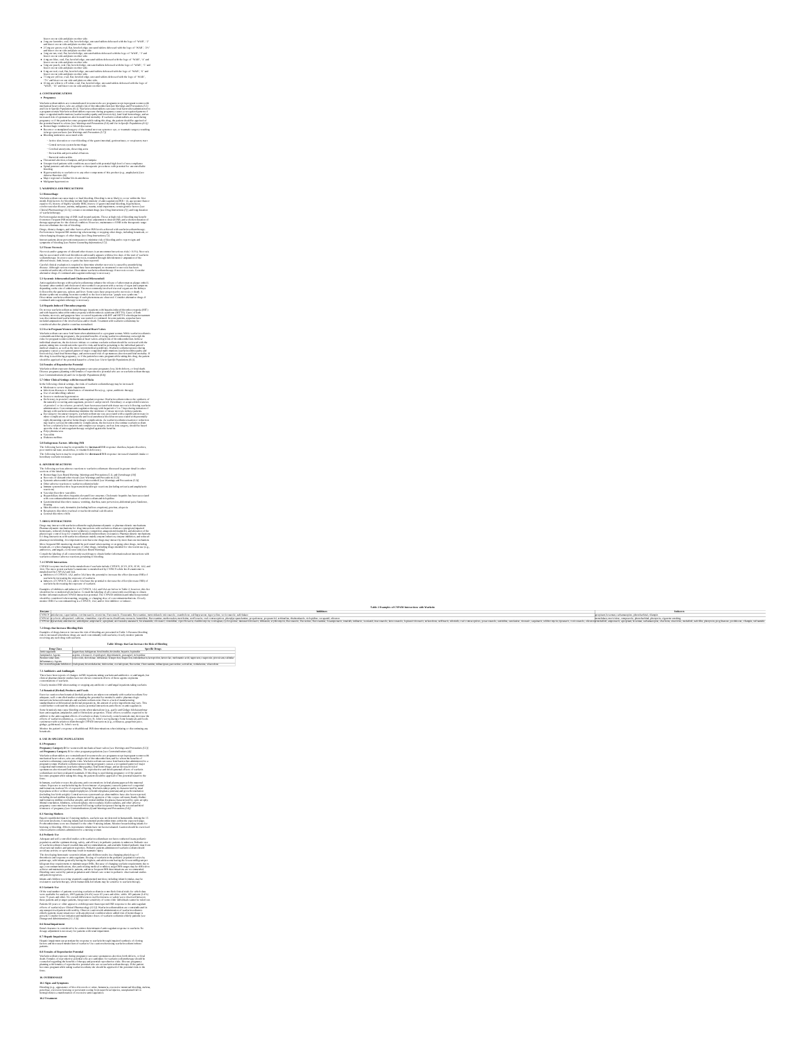## 4 CONTRAINDICATIONS

### Pregnancy

## 5 WARNINGS AND PRECAUTIONS

### 5.1 Hemorrhage

### 5.2 Tissue Necrosis

### 5.3 Systemic Atheroemboli and Cholesterol Microemboli

### 5.4 Heparin-Induced Thrombocytopenia

### 5.5 Use in Pregnant Women with Mechanical Heart Valves

### 5.6 Females of Reproductive Potential

### 5.7 Other Clinical Settings with Increased Risks

### 5.8 Endogenous Factors Affecting INR

## 6 ADVERSE REACTIONS

## 7 DRUG INTERACTIONS

### 7.1 CYP450 Interactions

**Table 2 Examples of CYP450 Interactions with Warfarin**

| Enzyme | Inhibitors | Inducers |
|---|---|---|
| CYP2C9 | | |
| CYP1A2 | | |
| CYP3A4 | | |

### 7.2 Drugs that Increase Bleeding Risk

**Table 3 Drugs that Can Increase the Risk of Bleeding**

| Drug Class | Specific Drugs |
|---|---|
| Anticoagulants | |
| Antiplatelet Agents | |
| Nonsteroidal Anti-Inflammatory Agents | |
| Serotonin Reuptake Inhibitors | |

### 7.3 Antibiotics and Antifungals

### 7.4 Botanical (Herbal) Products and Foods

## 8 USE IN SPECIFIC POPULATIONS

### 8.1 Pregnancy

### 8.3 Nursing Mothers

### 8.4 Pediatric Use

### 8.5 Geriatric Use

### 8.6 Renal Impairment

### 8.7 Hepatic Impairment

### 8.8 Females of Reproductive Potential

## 10 OVERDOSAGE

### 10.1 Signs and Symptoms

### 10.2 Treatment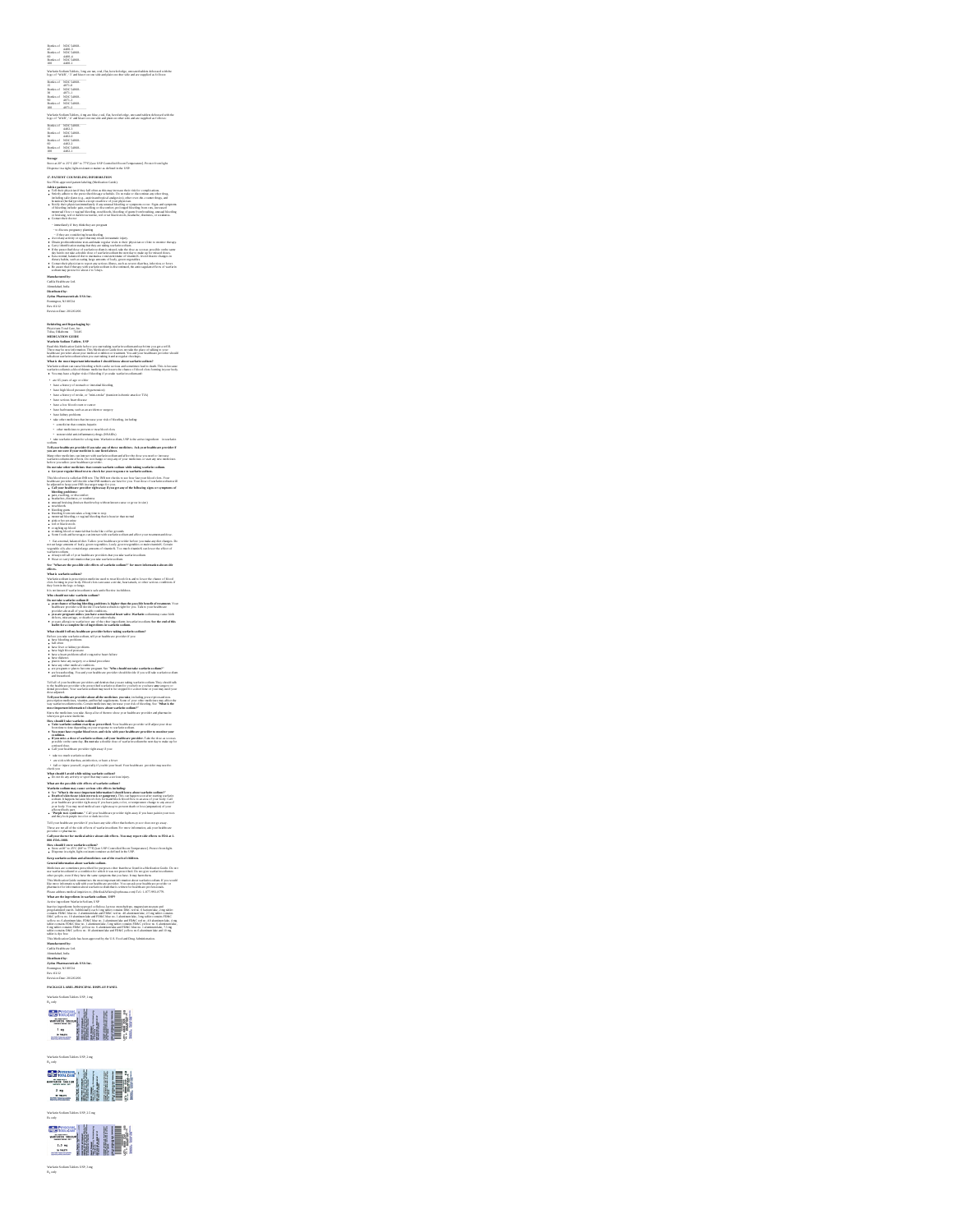### Storage

Store at 20° to 25°C (68° to 77°F) [see USP Controlled Room Temperature]. Protect from light.

Dispense in a tight, light-resistant container as defined in the USP.

## 17 PATIENT COUNSELING INFORMATION

See FDA-approved patient labeling (Medication Guide).

**Manufactured by:**

Cadila Healthcare Ltd.

Ahmedabad, India.

**Distributed by:**

**Zydus Pharmaceuticals USA Inc.**

Pennington, NJ 08534

**Relabeling and Repackaging by:**

Physicians Total Care, Inc.

Tulsa, Oklahoma 74146

## MEDICATION GUIDE

**Warfarin Sodium Tablets, USP**

**What is the most important information I should know about warfarin sodium?**

**What is warfarin sodium?**

**Who should not take warfarin sodium?**

**What should I tell my healthcare provider before taking warfarin sodium?**

**How should I take warfarin sodium?**

**What should I avoid while taking warfarin sodium?**

**What are the possible side effects of warfarin sodium?**

**How should I store warfarin sodium?**

**Keep warfarin sodium and all medicines out of the reach of children.**

**General information about warfarin sodium**

**What are the ingredients in warfarin sodium?**

This Medication Guide has been approved by the U.S. Food and Drug Administration.

**Manufactured by:**

Cadila Healthcare Ltd.

Ahmedabad, India.

**Distributed by:**

**Zydus Pharmaceuticals USA Inc.**

Pennington, NJ 08534

## PACKAGE LABEL.PRINCIPAL DISPLAY PANEL

Warfarin Sodium Tablets USP, 1 mg

Rx only

Warfarin Sodium Tablets USP, 2 mg

Rx only

Warfarin Sodium Tablets USP, 2.5 mg

Rx only

Warfarin Sodium Tablets USP, 3 mg

Rx only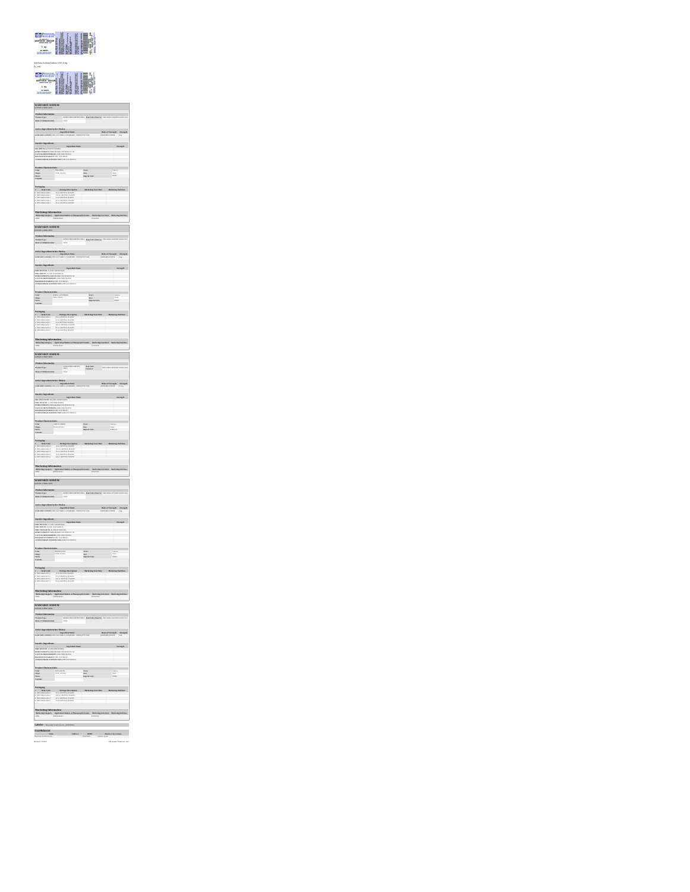Warfarin Sodium Tablets USP, 1 mg

Rx only

**WARFARIN SODIUM**

warfarin sodium tablet

**Product Information**

**Active Ingredient/Active Moiety**

**Inactive Ingredients**

**Product Characteristics**

**Packaging**

**Marketing Information**

**WARFARIN SODIUM**

warfarin sodium tablet

**Product Information**

**Active Ingredient/Active Moiety**

**Inactive Ingredients**

**Product Characteristics**

**Packaging**

**Marketing Information**

**WARFARIN SODIUM**

warfarin sodium tablet

**Product Information**

**Active Ingredient/Active Moiety**

**Inactive Ingredients**

**Product Characteristics**

**Packaging**

**Marketing Information**

**WARFARIN SODIUM**

warfarin sodium tablet

**Product Information**

**Active Ingredient/Active Moiety**

**Inactive Ingredients**

**Product Characteristics**

**Packaging**

**Marketing Information**

**WARFARIN SODIUM**

warfarin sodium tablet

**Product Information**

**Active Ingredient/Active Moiety**

**Inactive Ingredients**

**Product Characteristics**

**Packaging**

**Marketing Information**

**Labeler** - Physicians Total Care, Inc.

**Establishment**

Physicians Total Care, Inc.